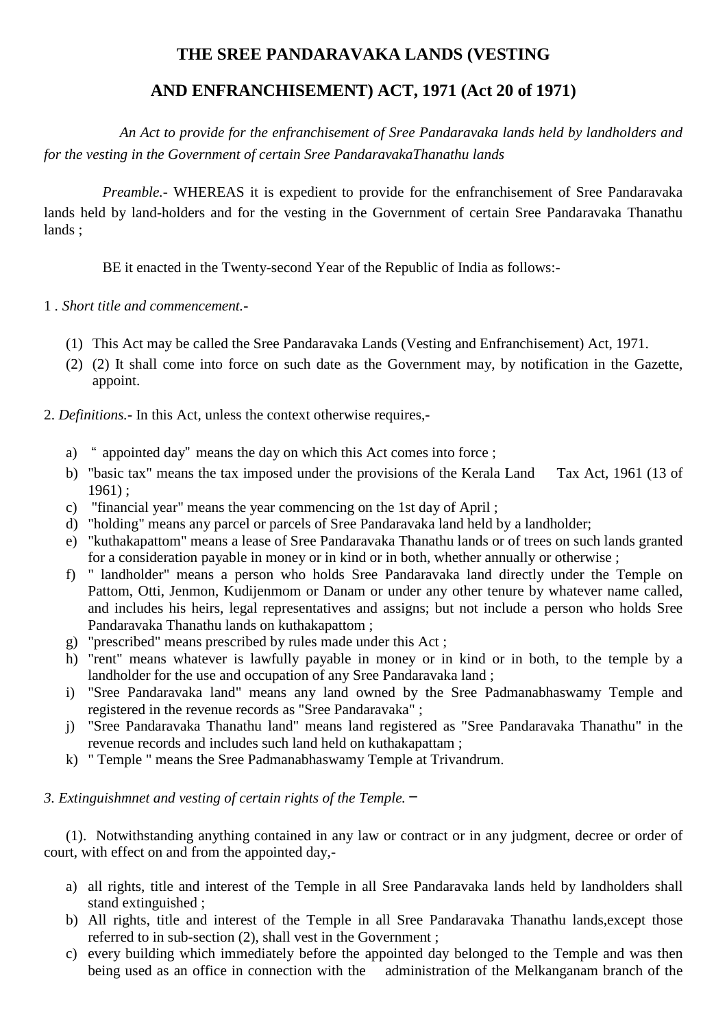# THE SREE PANDARAVAKA LANDS (VESTING AND ENFRANCHISEMENT) ACT, 1971 (Act 20 of 1971)

*An Act to provide for the enfranchisement of Sree Pandaravaka lands held by landholders and for the vesting in the Government of certain Sree PandaravakaThanathu lands*

*Preamble*.- WHEREAS it is expedient to provide for the enfranchisement of Sree Pandaravaka lands held by land-holders and for the vesting in the Government of certain Sree Pandaravaka Thanathu lands ;

BE it enacted in the Twenty-second Year of the Republic of India as follows:-

1 . *Short title and commencement.*-

(1) This Act may be called the Sree Pandaravaka Lands (Vesting and Enfranchisement) Act, 1971.

(2) (2) It shall come into force on such date as the Government may, by notification in the Gazette, appoint.

2. *Definitions.*- In this Act, unless the context otherwise requires,-

a) " appointed day" means the day on which this Act comes into force ;

b) "basic tax" means the tax imposed under the provisions of the Kerala Land Tax Act, 1961 (13 of 1961) ;

c) "financial year" means the year commencing on the 1st day of April ;

d) "holding" means any parcel or parcels of Sree Pandaravaka land held by a landholder;

e) "kuthakapattom" means a lease of Sree Pandaravaka Thanathu lands or of trees on such lands granted for a consideration payable in money or in kind or in both, whether annually or otherwise ;

f) " landholder" means a person who holds Sree Pandaravaka land directly under the Temple on Pattom, Otti, Jenmon, Kudijenmom or Danam or under any other tenure by whatever name called, and includes his heirs, legal representatives and assigns; but not include a person who holds Sree Pandaravaka Thanathu lands on kuthakapattom ;

g) "prescribed" means prescribed by rules made under this Act ;

h) "rent" means whatever is lawfully payable in money or in kind or in both, to the temple by a landholder for the use and occupation of any Sree Pandaravaka land ;

i) "Sree Pandaravaka land" means any land owned by the Sree Padmanabhaswamy Temple and registered in the revenue records as "Sree Pandaravaka" ;

j) "Sree Pandaravaka Thanathu land" means land registered as "Sree Pandaravaka Thanathu" in the revenue records and includes such land held on kuthakapattam ;

k) " Temple " means the Sree Padmanabhaswamy Temple at Trivandrum.

*3. Extinguishmnet and vesting of certain rights of the Temple.* –

(1). Notwithstanding anything contained in any law or contract or in any judgment, decree or order of court, with effect on and from the appointed day,-

a) all rights, title and interest of the Temple in all Sree Pandaravaka lands held by landholders shall stand extinguished ;

b) All rights, title and interest of the Temple in all Sree Pandaravaka Thanathu lands,except those referred to in sub-section (2), shall vest in the Government ;

c) every building which immediately before the appointed day belonged to the Temple and was then being used as an office in connection with the administration of the Melkanganam branch of the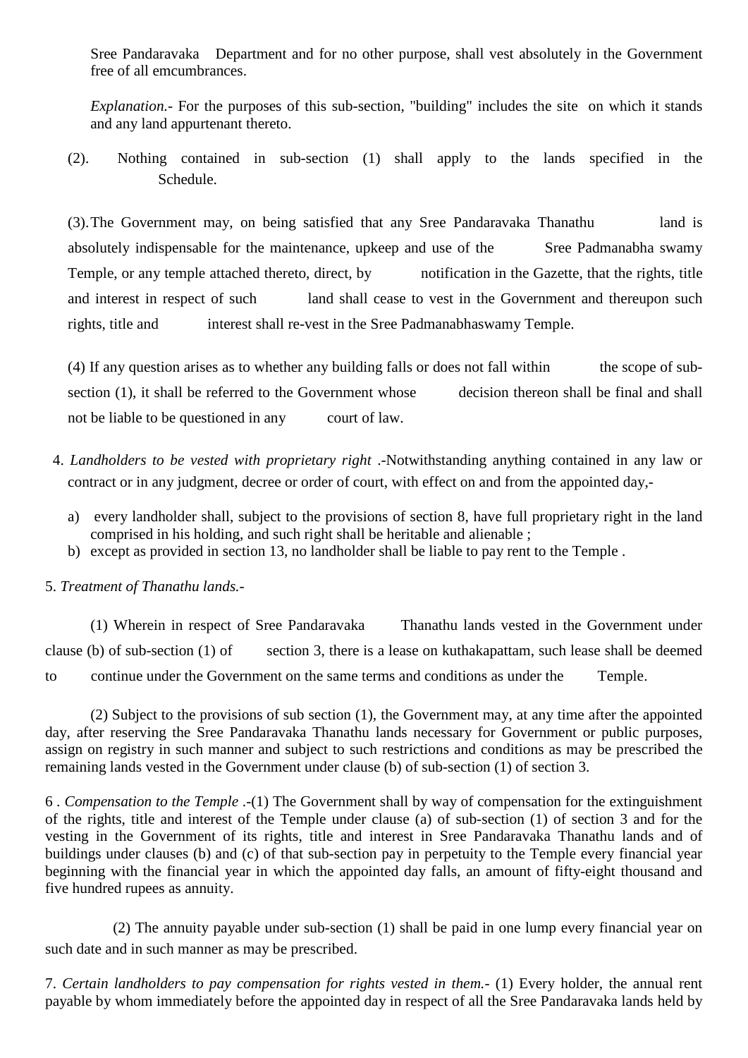Sree Pandaravaka Department and for no other purpose, shall vest absolutely in the Government free of all emcumbrances.

*Explanation*.- For the purposes of this sub-section, "building" includes the site on which it stands and any land appurtenant thereto.

(2). Nothing contained in sub-section (1) shall apply to the lands specified in the Schedule.

(3). The Government may, on being satisfied that any Sree Pandaravaka Thanathu land is absolutely indispensable for the maintenance, upkeep and use of the Sree Padmanabha swamy Temple, or any temple attached thereto, direct, by notification in the Gazette, that the rights, title and interest in respect of such land shall cease to vest in the Government and thereupon such rights, title and interest shall re-vest in the Sree Padmanabhaswamy Temple.

(4) If any question arises as to whether any building falls or does not fall within the scope of sub-section (1), it shall be referred to the Government whose decision thereon shall be final and shall not be liable to be questioned in any court of law.

4. *Landholders to be vested with proprietary right* .-Notwithstanding anything contained in any law or contract or in any judgment, decree or order of court, with effect on and from the appointed day,-

a) every landholder shall, subject to the provisions of section 8, have full proprietary right in the land comprised in his holding, and such right shall be heritable and alienable ;
b) except as provided in section 13, no landholder shall be liable to pay rent to the Temple .

5. *Treatment of Thanathu lands.*-

(1) Wherein in respect of Sree Pandaravaka Thanathu lands vested in the Government under clause (b) of sub-section (1) of section 3, there is a lease on kuthakapattam, such lease shall be deemed to continue under the Government on the same terms and conditions as under the Temple.

(2) Subject to the provisions of sub section (1), the Government may, at any time after the appointed day, after reserving the Sree Pandaravaka Thanathu lands necessary for Government or public purposes, assign on registry in such manner and subject to such restrictions and conditions as may be prescribed the remaining lands vested in the Government under clause (b) of sub-section (1) of section 3.

6 . *Compensation to the Temple* .-(1) The Government shall by way of compensation for the extinguishment of the rights, title and interest of the Temple under clause (a) of sub-section (1) of section 3 and for the vesting in the Government of its rights, title and interest in Sree Pandaravaka Thanathu lands and of buildings under clauses (b) and (c) of that sub-section pay in perpetuity to the Temple every financial year beginning with the financial year in which the appointed day falls, an amount of fifty-eight thousand and five hundred rupees as annuity.

(2) The annuity payable under sub-section (1) shall be paid in one lump every financial year on such date and in such manner as may be prescribed.

7. *Certain landholders to pay compensation for rights vested in them.*- (1) Every holder, the annual rent payable by whom immediately before the appointed day in respect of all the Sree Pandaravaka lands held by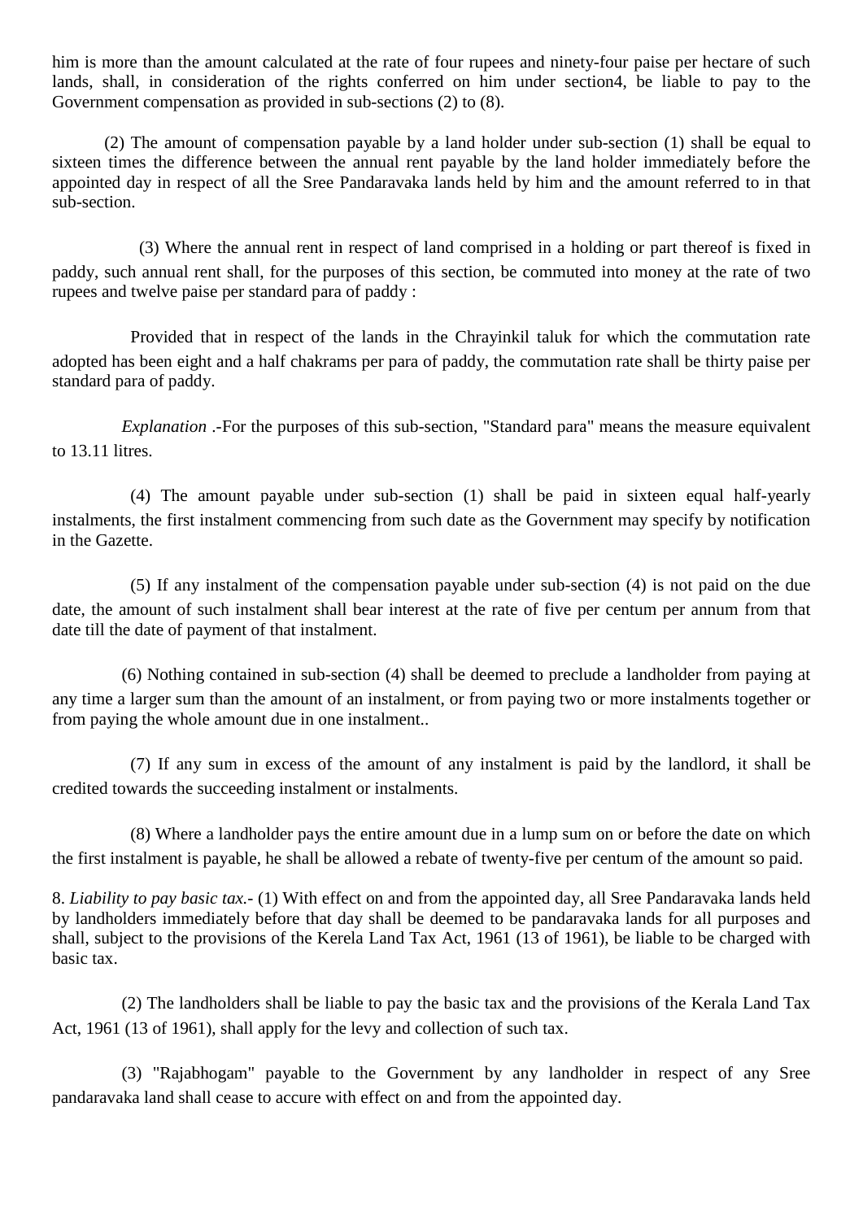him is more than the amount calculated at the rate of four rupees and ninety-four paise per hectare of such lands, shall, in consideration of the rights conferred on him under section4, be liable to pay to the Government compensation as provided in sub-sections (2) to (8).

(2) The amount of compensation payable by a land holder under sub-section (1) shall be equal to sixteen times the difference between the annual rent payable by the land holder immediately before the appointed day in respect of all the Sree Pandaravaka lands held by him and the amount referred to in that sub-section.

(3) Where the annual rent in respect of land comprised in a holding or part thereof is fixed in paddy, such annual rent shall, for the purposes of this section, be commuted into money at the rate of two rupees and twelve paise per standard para of paddy :

Provided that in respect of the lands in the Chrayinkil taluk for which the commutation rate adopted has been eight and a half chakrams per para of paddy, the commutation rate shall be thirty paise per standard para of paddy.

*Explanation* .-For the purposes of this sub-section, "Standard para" means the measure equivalent to 13.11 litres.

(4) The amount payable under sub-section (1) shall be paid in sixteen equal half-yearly instalments, the first instalment commencing from such date as the Government may specify by notification in the Gazette.

(5) If any instalment of the compensation payable under sub-section (4) is not paid on the due date, the amount of such instalment shall bear interest at the rate of five per centum per annum from that date till the date of payment of that instalment.

(6) Nothing contained in sub-section (4) shall be deemed to preclude a landholder from paying at any time a larger sum than the amount of an instalment, or from paying two or more instalments together or from paying the whole amount due in one instalment..

(7) If any sum in excess of the amount of any instalment is paid by the landlord, it shall be credited towards the succeeding instalment or instalments.

(8) Where a landholder pays the entire amount due in a lump sum on or before the date on which the first instalment is payable, he shall be allowed a rebate of twenty-five per centum of the amount so paid.

8. *Liability to pay basic tax.*- (1) With effect on and from the appointed day, all Sree Pandaravaka lands held by landholders immediately before that day shall be deemed to be pandaravaka lands for all purposes and shall, subject to the provisions of the Kerela Land Tax Act, 1961 (13 of 1961), be liable to be charged with basic tax.

(2) The landholders shall be liable to pay the basic tax and the provisions of the Kerala Land Tax Act, 1961 (13 of 1961), shall apply for the levy and collection of such tax.

(3) "Rajabhogam" payable to the Government by any landholder in respect of any Sree pandaravaka land shall cease to accure with effect on and from the appointed day.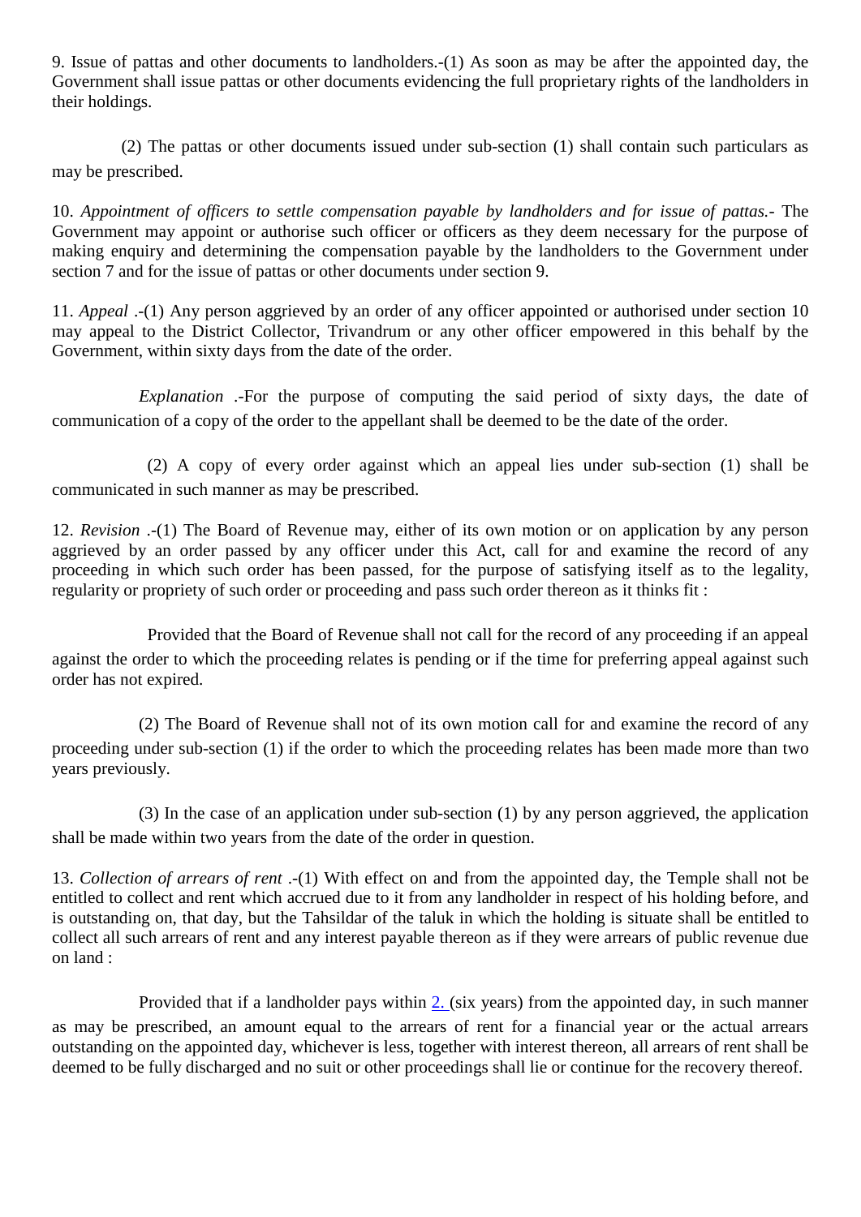9. Issue of pattas and other documents to landholders.-(1) As soon as may be after the appointed day, the Government shall issue pattas or other documents evidencing the full proprietary rights of the landholders in their holdings.

(2) The pattas or other documents issued under sub-section (1) shall contain such particulars as may be prescribed.

10. *Appointment of officers to settle compensation payable by landholders and for issue of pattas.*- The Government may appoint or authorise such officer or officers as they deem necessary for the purpose of making enquiry and determining the compensation payable by the landholders to the Government under section 7 and for the issue of pattas or other documents under section 9.

11. *Appeal* .-(1) Any person aggrieved by an order of any officer appointed or authorised under section 10 may appeal to the District Collector, Trivandrum or any other officer empowered in this behalf by the Government, within sixty days from the date of the order.

*Explanation* .-For the purpose of computing the said period of sixty days, the date of communication of a copy of the order to the appellant shall be deemed to be the date of the order.

(2) A copy of every order against which an appeal lies under sub-section (1) shall be communicated in such manner as may be prescribed.

12. *Revision* .-(1) The Board of Revenue may, either of its own motion or on application by any person aggrieved by an order passed by any officer under this Act, call for and examine the record of any proceeding in which such order has been passed, for the purpose of satisfying itself as to the legality, regularity or propriety of such order or proceeding and pass such order thereon as it thinks fit :

Provided that the Board of Revenue shall not call for the record of any proceeding if an appeal against the order to which the proceeding relates is pending or if the time for preferring appeal against such order has not expired.

(2) The Board of Revenue shall not of its own motion call for and examine the record of any proceeding under sub-section (1) if the order to which the proceeding relates has been made more than two years previously.

(3) In the case of an application under sub-section (1) by any person aggrieved, the application shall be made within two years from the date of the order in question.

13. *Collection of arrears of rent* .-(1) With effect on and from the appointed day, the Temple shall not be entitled to collect and rent which accrued due to it from any landholder in respect of his holding before, and is outstanding on, that day, but the Tahsildar of the taluk in which the holding is situate shall be entitled to collect all such arrears of rent and any interest payable thereon as if they were arrears of public revenue due on land :

Provided that if a landholder pays within 2. (six years) from the appointed day, in such manner as may be prescribed, an amount equal to the arrears of rent for a financial year or the actual arrears outstanding on the appointed day, whichever is less, together with interest thereon, all arrears of rent shall be deemed to be fully discharged and no suit or other proceedings shall lie or continue for the recovery thereof.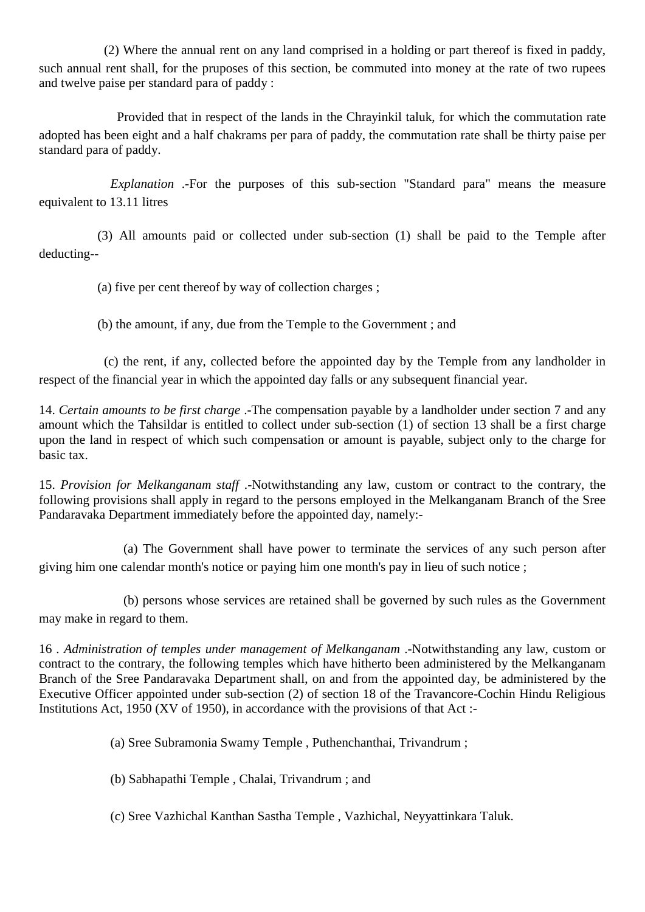(2) Where the annual rent on any land comprised in a holding or part thereof is fixed in paddy, such annual rent shall, for the pruposes of this section, be commuted into money at the rate of two rupees and twelve paise per standard para of paddy :

Provided that in respect of the lands in the Chrayinkil taluk, for which the commutation rate adopted has been eight and a half chakrams per para of paddy, the commutation rate shall be thirty paise per standard para of paddy.

*Explanation* .-For the purposes of this sub-section "Standard para" means the measure equivalent to 13.11 litres

(3) All amounts paid or collected under sub-section (1) shall be paid to the Temple after deducting--

(a) five per cent thereof by way of collection charges ;

(b) the amount, if any, due from the Temple to the Government ; and

(c) the rent, if any, collected before the appointed day by the Temple from any landholder in respect of the financial year in which the appointed day falls or any subsequent financial year.

14. *Certain amounts to be first charge* .-The compensation payable by a landholder under section 7 and any amount which the Tahsildar is entitled to collect under sub-section (1) of section 13 shall be a first charge upon the land in respect of which such compensation or amount is payable, subject only to the charge for basic tax.

15. *Provision for Melkanganam staff* .-Notwithstanding any law, custom or contract to the contrary, the following provisions shall apply in regard to the persons employed in the Melkanganam Branch of the Sree Pandaravaka Department immediately before the appointed day, namely:-

(a) The Government shall have power to terminate the services of any such person after giving him one calendar month's notice or paying him one month's pay in lieu of such notice ;

(b) persons whose services are retained shall be governed by such rules as the Government may make in regard to them.

16 . *Administration of temples under management of Melkanganam* .-Notwithstanding any law, custom or contract to the contrary, the following temples which have hitherto been administered by the Melkanganam Branch of the Sree Pandaravaka Department shall, on and from the appointed day, be administered by the Executive Officer appointed under sub-section (2) of section 18 of the Travancore-Cochin Hindu Religious Institutions Act, 1950 (XV of 1950), in accordance with the provisions of that Act :-

(a) Sree Subramonia Swamy Temple , Puthenchanthai, Trivandrum ;

(b) Sabhapathi Temple , Chalai, Trivandrum ; and

(c) Sree Vazhichal Kanthan Sastha Temple , Vazhichal, Neyyattinkara Taluk.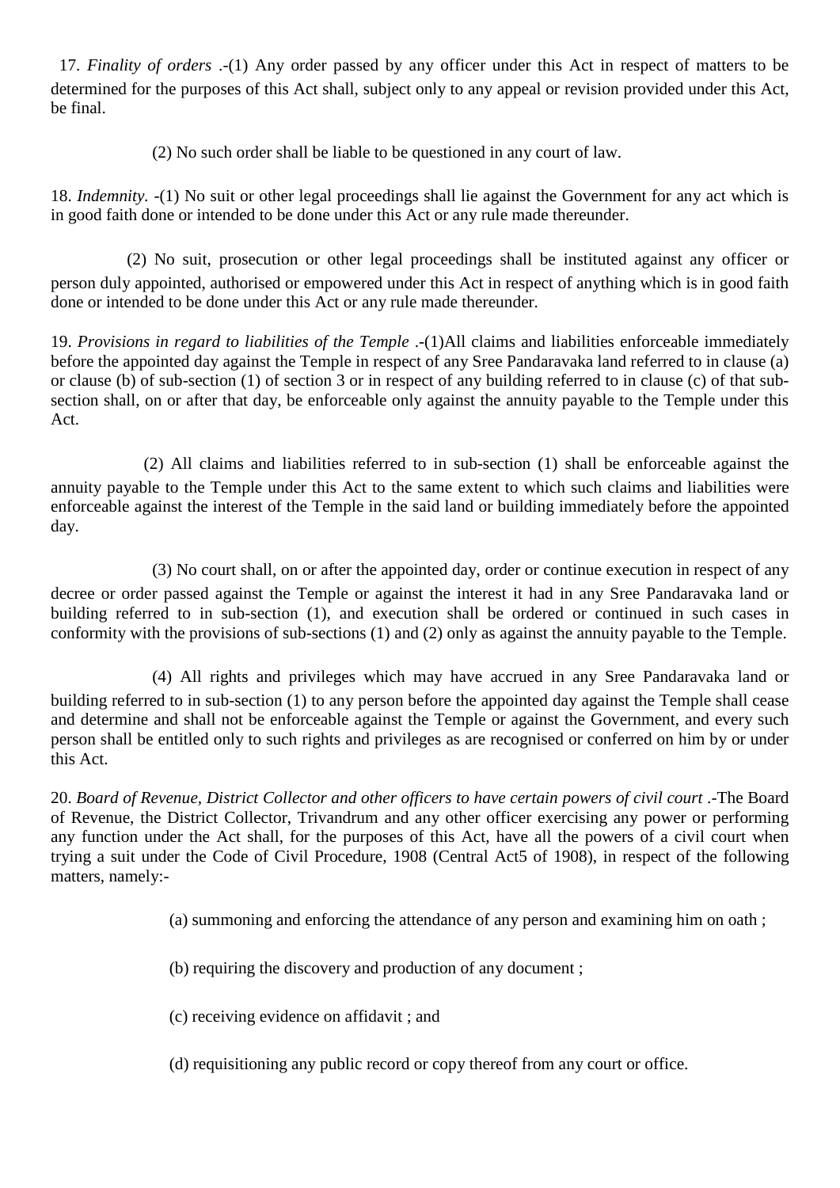17. *Finality of orders* .-(1) Any order passed by any officer under this Act in respect of matters to be determined for the purposes of this Act shall, subject only to any appeal or revision provided under this Act, be final.

(2) No such order shall be liable to be questioned in any court of law.

18. *Indemnity*. -(1) No suit or other legal proceedings shall lie against the Government for any act which is in good faith done or intended to be done under this Act or any rule made thereunder.

(2) No suit, prosecution or other legal proceedings shall be instituted against any officer or person duly appointed, authorised or empowered under this Act in respect of anything which is in good faith done or intended to be done under this Act or any rule made thereunder.

19. *Provisions in regard to liabilities of the Temple* .-(1)All claims and liabilities enforceable immediately before the appointed day against the Temple in respect of any Sree Pandaravaka land referred to in clause (a) or clause (b) of sub-section (1) of section 3 or in respect of any building referred to in clause (c) of that sub-section shall, on or after that day, be enforceable only against the annuity payable to the Temple under this Act.

(2) All claims and liabilities referred to in sub-section (1) shall be enforceable against the annuity payable to the Temple under this Act to the same extent to which such claims and liabilities were enforceable against the interest of the Temple in the said land or building immediately before the appointed day.

(3) No court shall, on or after the appointed day, order or continue execution in respect of any decree or order passed against the Temple or against the interest it had in any Sree Pandaravaka land or building referred to in sub-section (1), and execution shall be ordered or continued in such cases in conformity with the provisions of sub-sections (1) and (2) only as against the annuity payable to the Temple.

(4) All rights and privileges which may have accrued in any Sree Pandaravaka land or building referred to in sub-section (1) to any person before the appointed day against the Temple shall cease and determine and shall not be enforceable against the Temple or against the Government, and every such person shall be entitled only to such rights and privileges as are recognised or conferred on him by or under this Act.

20. *Board of Revenue, District Collector and other officers to have certain powers of civil court* .-The Board of Revenue, the District Collector, Trivandrum and any other officer exercising any power or performing any function under the Act shall, for the purposes of this Act, have all the powers of a civil court when trying a suit under the Code of Civil Procedure, 1908 (Central Act5 of 1908), in respect of the following matters, namely:-

(a) summoning and enforcing the attendance of any person and examining him on oath ;

(b) requiring the discovery and production of any document ;

(c) receiving evidence on affidavit ; and

(d) requisitioning any public record or copy thereof from any court or office.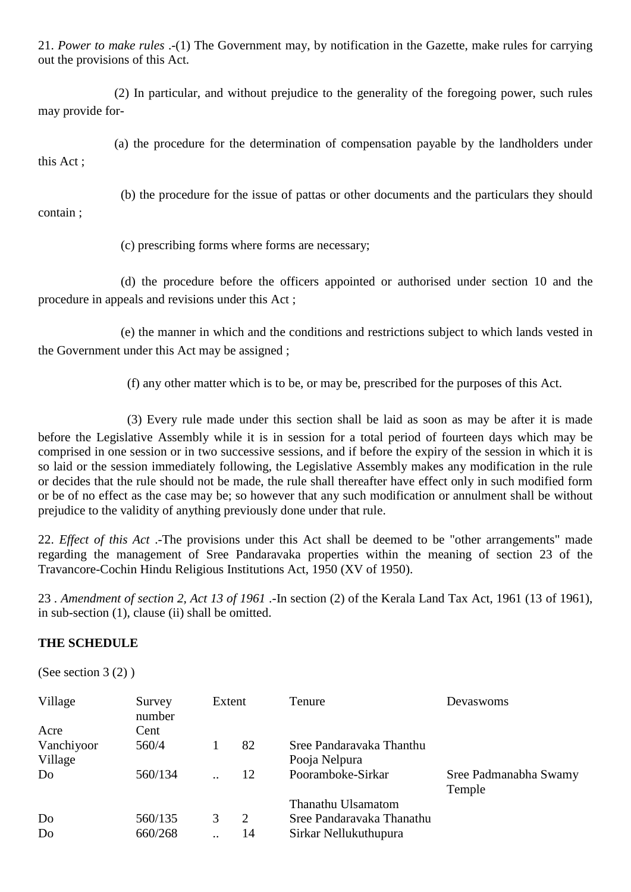21. *Power to make rules* .-(1) The Government may, by notification in the Gazette, make rules for carrying out the provisions of this Act.

(2) In particular, and without prejudice to the generality of the foregoing power, such rules may provide for-

(a) the procedure for the determination of compensation payable by the landholders under this Act ;

(b) the procedure for the issue of pattas or other documents and the particulars they should contain ;

(c) prescribing forms where forms are necessary;

(d) the procedure before the officers appointed or authorised under section 10 and the procedure in appeals and revisions under this Act ;

(e) the manner in which and the conditions and restrictions subject to which lands vested in the Government under this Act may be assigned ;

(f) any other matter which is to be, or may be, prescribed for the purposes of this Act.

(3) Every rule made under this section shall be laid as soon as may be after it is made before the Legislative Assembly while it is in session for a total period of fourteen days which may be comprised in one session or in two successive sessions, and if before the expiry of the session in which it is so laid or the session immediately following, the Legislative Assembly makes any modification in the rule or decides that the rule should not be made, the rule shall thereafter have effect only in such modified form or be of no effect as the case may be; so however that any such modification or annulment shall be without prejudice to the validity of anything previously done under that rule.

22. *Effect of this Act* .-The provisions under this Act shall be deemed to be "other arrangements" made regarding the management of Sree Pandaravaka properties within the meaning of section 23 of the Travancore-Cochin Hindu Religious Institutions Act, 1950 (XV of 1950).

23 . *Amendment of section 2, Act 13 of 1961* .-In section (2) of the Kerala Land Tax Act, 1961 (13 of 1961), in sub-section (1), clause (ii) shall be omitted.

**THE SCHEDULE**

(See section 3 (2) )

| Village | Survey number | Extent | | Tenure | Devaswoms |
|---|---|---|---|---|---|
| | | Acre | Cent | | |
| Vanchiyoor Village | 560/4 | 1 | 82 | Sree Pandaravaka Thanthu Pooja Nelpura | |
| Do | 560/134 | .. | 12 | Pooramboke-Sirkar Thanathu Ulsamatom | Sree Padmanabha Swamy Temple |
| Do | 560/135 | 3 | 2 | Sree Pandaravaka Thanathu | |
| Do | 660/268 | .. | 14 | Sirkar Nellukuthupura | |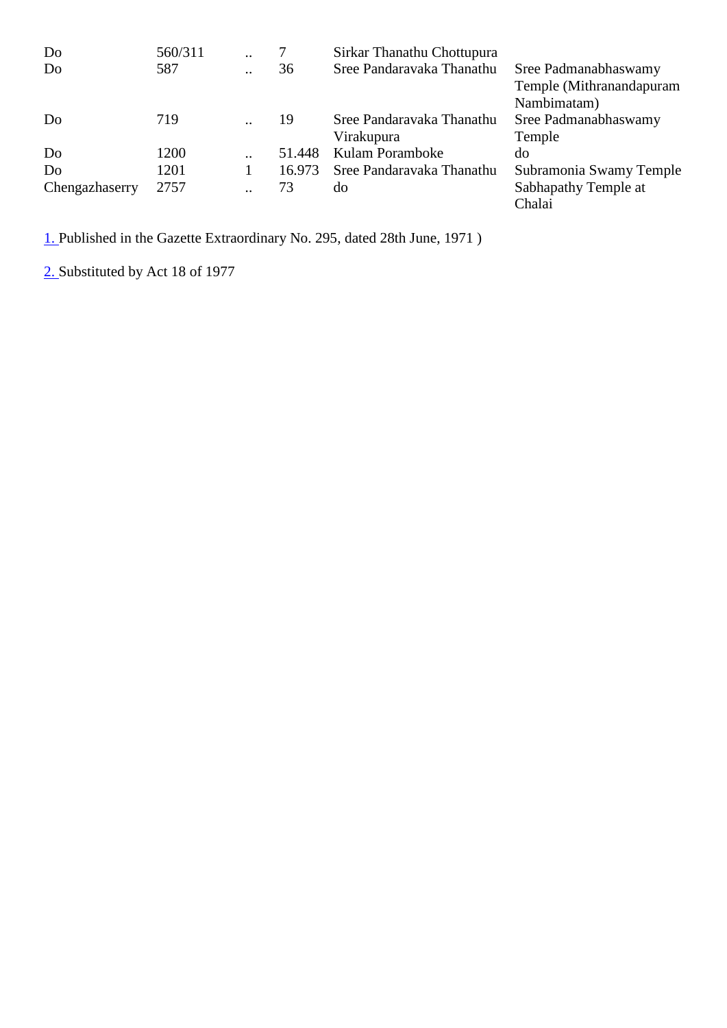| | | | | | |
|---|---|---|---|---|---|
| Do | 560/311 | .. | 7 | Sirkar Thanathu Chottupura | |
| Do | 587 | .. | 36 | Sree Pandaravaka Thanathu | Sree Padmanabhaswamy Temple (Mithranandapuram Nambimatam) |
| Do | 719 | .. | 19 | Sree Pandaravaka Thanathu Virakupura | Sree Padmanabhaswamy Temple |
| Do | 1200 | .. | 51.448 | Kulam Poramboke | do |
| Do | 1201 | 1 | 16.973 | Sree Pandaravaka Thanathu | Subramonia Swamy Temple |
| Chengazhaserry | 2757 | .. | 73 | do | Sabhapathy Temple at Chalai |

1. Published in the Gazette Extraordinary No. 295, dated 28th June, 1971 )

2. Substituted by Act 18 of 1977